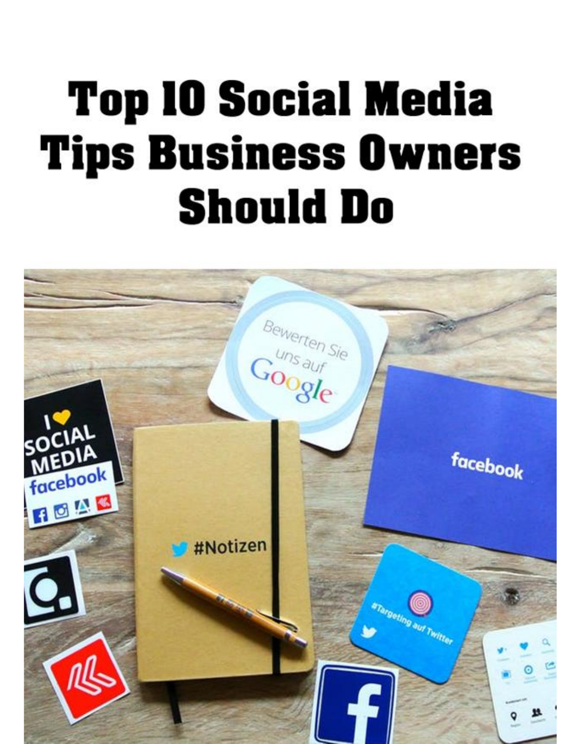# Top 10 Social Media Tips Business Owners Should Do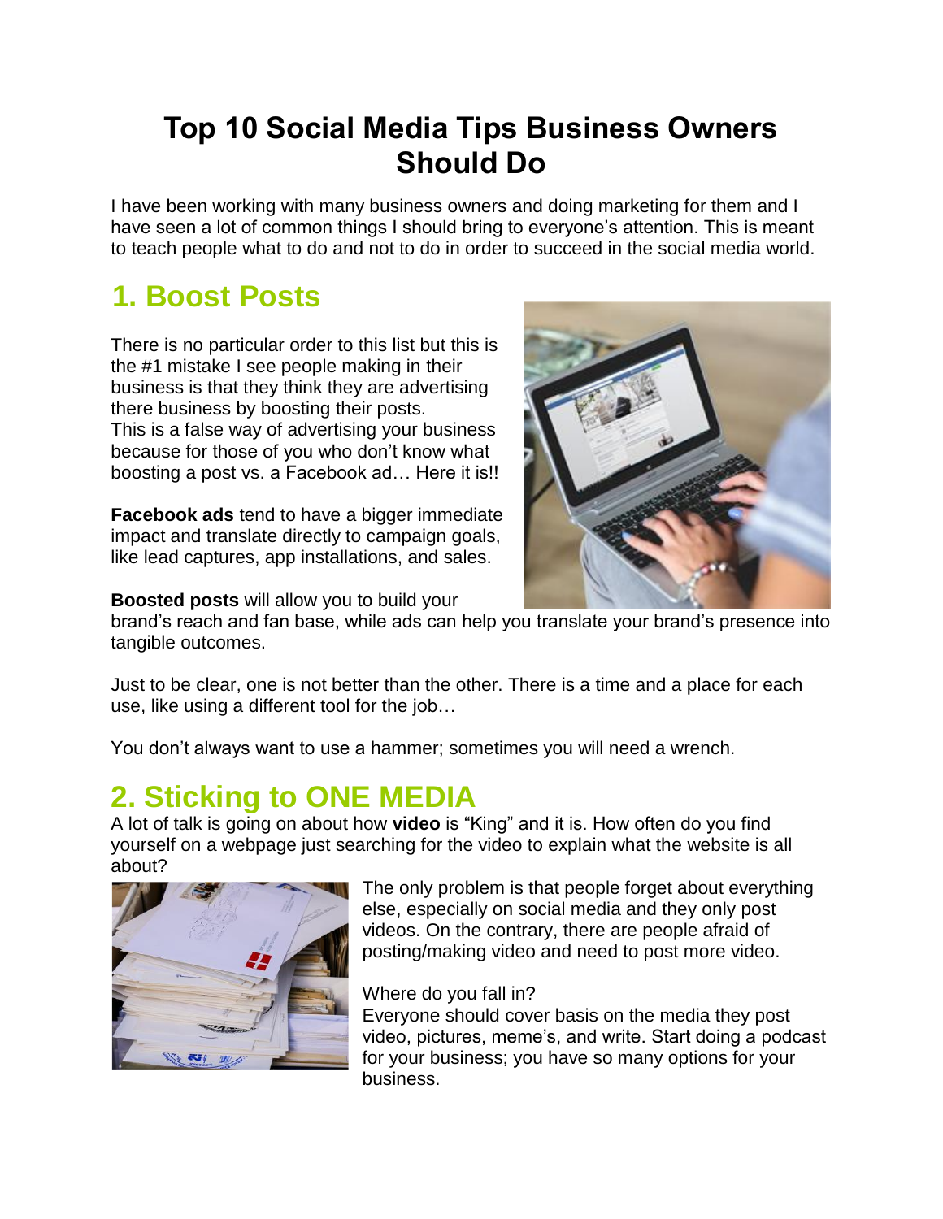# Top 10 Social Media Tips Business Owners Should Do

I have been working with many business owners and doing marketing for them and I have seen a lot of common things I should bring to everyone's attention. This is meant to teach people what to do and not to do in order to succeed in the social media world.

## 1. Boost Posts

There is no particular order to this list but this is the #1 mistake I see people making in their business is that they think they are advertising there business by boosting their posts.
This is a false way of advertising your business because for those of you who don't know what boosting a post vs. a Facebook ad… Here it is!!

**Facebook ads** tend to have a bigger immediate impact and translate directly to campaign goals, like lead captures, app installations, and sales.

**Boosted posts** will allow you to build your brand's reach and fan base, while ads can help you translate your brand's presence into tangible outcomes.

Just to be clear, one is not better than the other. There is a time and a place for each use, like using a different tool for the job…

You don't always want to use a hammer; sometimes you will need a wrench.

## 2. Sticking to ONE MEDIA

A lot of talk is going on about how **video** is "King" and it is. How often do you find yourself on a webpage just searching for the video to explain what the website is all about?

The only problem is that people forget about everything else, especially on social media and they only post videos. On the contrary, there are people afraid of posting/making video and need to post more video.

Where do you fall in?
Everyone should cover basis on the media they post video, pictures, meme's, and write. Start doing a podcast for your business; you have so many options for your business.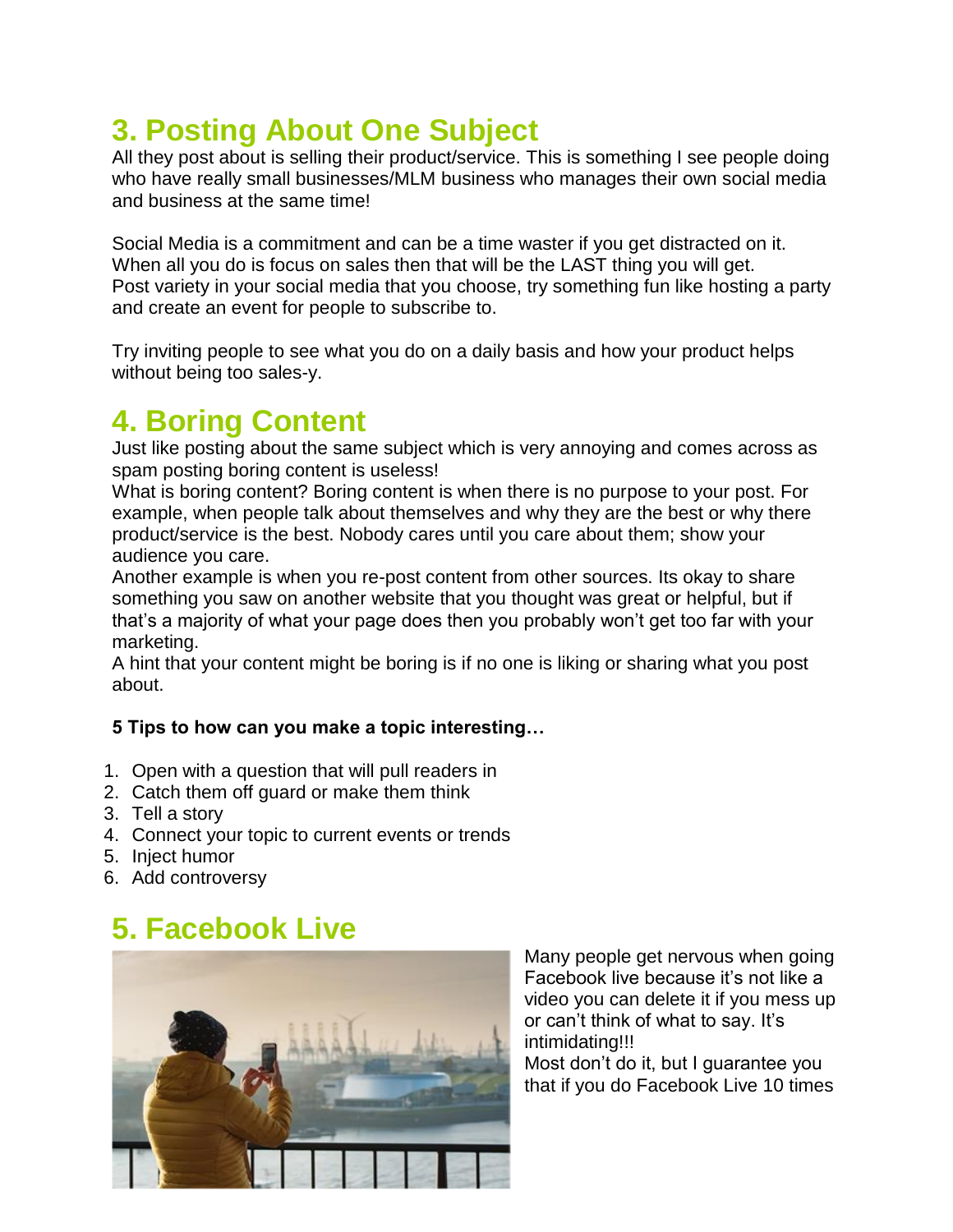## 3. Posting About One Subject

All they post about is selling their product/service. This is something I see people doing who have really small businesses/MLM business who manages their own social media and business at the same time!

Social Media is a commitment and can be a time waster if you get distracted on it. When all you do is focus on sales then that will be the LAST thing you will get. Post variety in your social media that you choose, try something fun like hosting a party and create an event for people to subscribe to.

Try inviting people to see what you do on a daily basis and how your product helps without being too sales-y.

## 4. Boring Content

Just like posting about the same subject which is very annoying and comes across as spam posting boring content is useless!
What is boring content? Boring content is when there is no purpose to your post. For example, when people talk about themselves and why they are the best or why there product/service is the best. Nobody cares until you care about them; show your audience you care.
Another example is when you re-post content from other sources. Its okay to share something you saw on another website that you thought was great or helpful, but if that's a majority of what your page does then you probably won't get too far with your marketing.
A hint that your content might be boring is if no one is liking or sharing what you post about.

**5 Tips to how can you make a topic interesting…**

1. Open with a question that will pull readers in
2. Catch them off guard or make them think
3. Tell a story
4. Connect your topic to current events or trends
5. Inject humor
6. Add controversy

## 5. Facebook Live

Many people get nervous when going Facebook live because it's not like a video you can delete it if you mess up or can't think of what to say. It's intimidating!!!
Most don't do it, but I guarantee you that if you do Facebook Live 10 times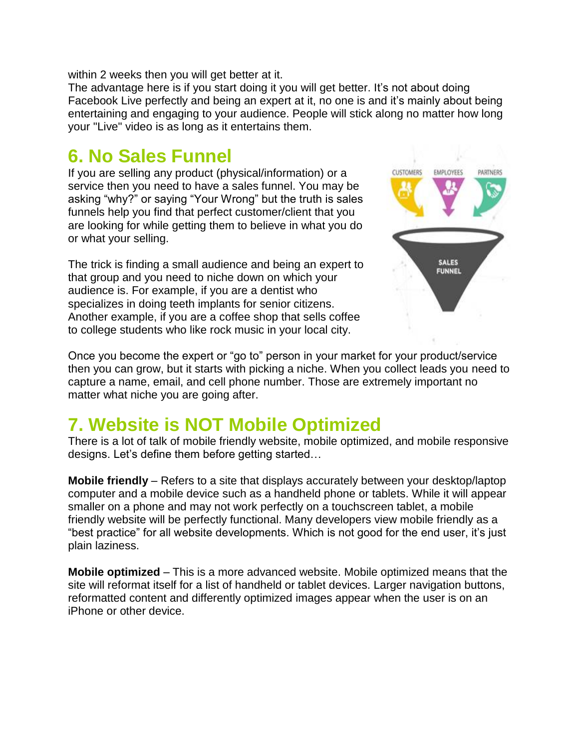within 2 weeks then you will get better at it.
The advantage here is if you start doing it you will get better. It's not about doing Facebook Live perfectly and being an expert at it, no one is and it's mainly about being entertaining and engaging to your audience. People will stick along no matter how long your "Live" video is as long as it entertains them.

## 6. No Sales Funnel

If you are selling any product (physical/information) or a service then you need to have a sales funnel. You may be asking "why?" or saying "Your Wrong" but the truth is sales funnels help you find that perfect customer/client that you are looking for while getting them to believe in what you do or what your selling.

The trick is finding a small audience and being an expert to that group and you need to niche down on which your audience is. For example, if you are a dentist who specializes in doing teeth implants for senior citizens. Another example, if you are a coffee shop that sells coffee to college students who like rock music in your local city.

Once you become the expert or "go to" person in your market for your product/service then you can grow, but it starts with picking a niche. When you collect leads you need to capture a name, email, and cell phone number. Those are extremely important no matter what niche you are going after.

## 7. Website is NOT Mobile Optimized

There is a lot of talk of mobile friendly website, mobile optimized, and mobile responsive designs. Let's define them before getting started…

**Mobile friendly** – Refers to a site that displays accurately between your desktop/laptop computer and a mobile device such as a handheld phone or tablets. While it will appear smaller on a phone and may not work perfectly on a touchscreen tablet, a mobile friendly website will be perfectly functional. Many developers view mobile friendly as a "best practice" for all website developments. Which is not good for the end user, it's just plain laziness.

**Mobile optimized** – This is a more advanced website. Mobile optimized means that the site will reformat itself for a list of handheld or tablet devices. Larger navigation buttons, reformatted content and differently optimized images appear when the user is on an iPhone or other device.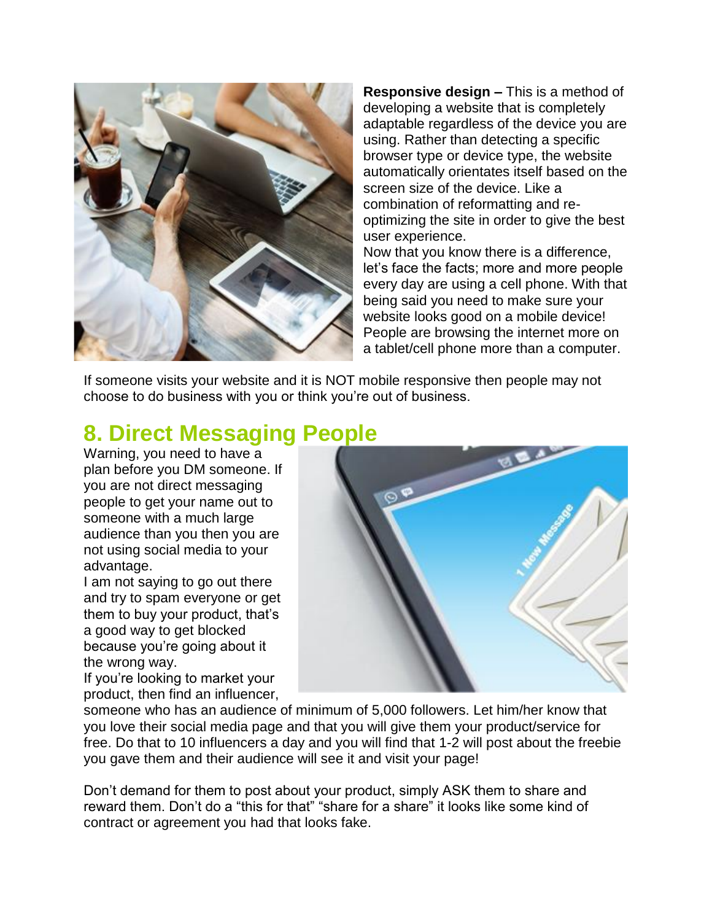**Responsive design –** This is a method of developing a website that is completely adaptable regardless of the device you are using. Rather than detecting a specific browser type or device type, the website automatically orientates itself based on the screen size of the device. Like a combination of reformatting and re-optimizing the site in order to give the best user experience.

Now that you know there is a difference, let's face the facts; more and more people every day are using a cell phone. With that being said you need to make sure your website looks good on a mobile device! People are browsing the internet more on a tablet/cell phone more than a computer.

If someone visits your website and it is NOT mobile responsive then people may not choose to do business with you or think you're out of business.

## 8. Direct Messaging People

Warning, you need to have a plan before you DM someone. If you are not direct messaging people to get your name out to someone with a much large audience than you then you are not using social media to your advantage.

I am not saying to go out there and try to spam everyone or get them to buy your product, that's a good way to get blocked because you're going about it the wrong way.

If you're looking to market your product, then find an influencer, someone who has an audience of minimum of 5,000 followers. Let him/her know that you love their social media page and that you will give them your product/service for free. Do that to 10 influencers a day and you will find that 1-2 will post about the freebie you gave them and their audience will see it and visit your page!

Don't demand for them to post about your product, simply ASK them to share and reward them. Don't do a "this for that" "share for a share" it looks like some kind of contract or agreement you had that looks fake.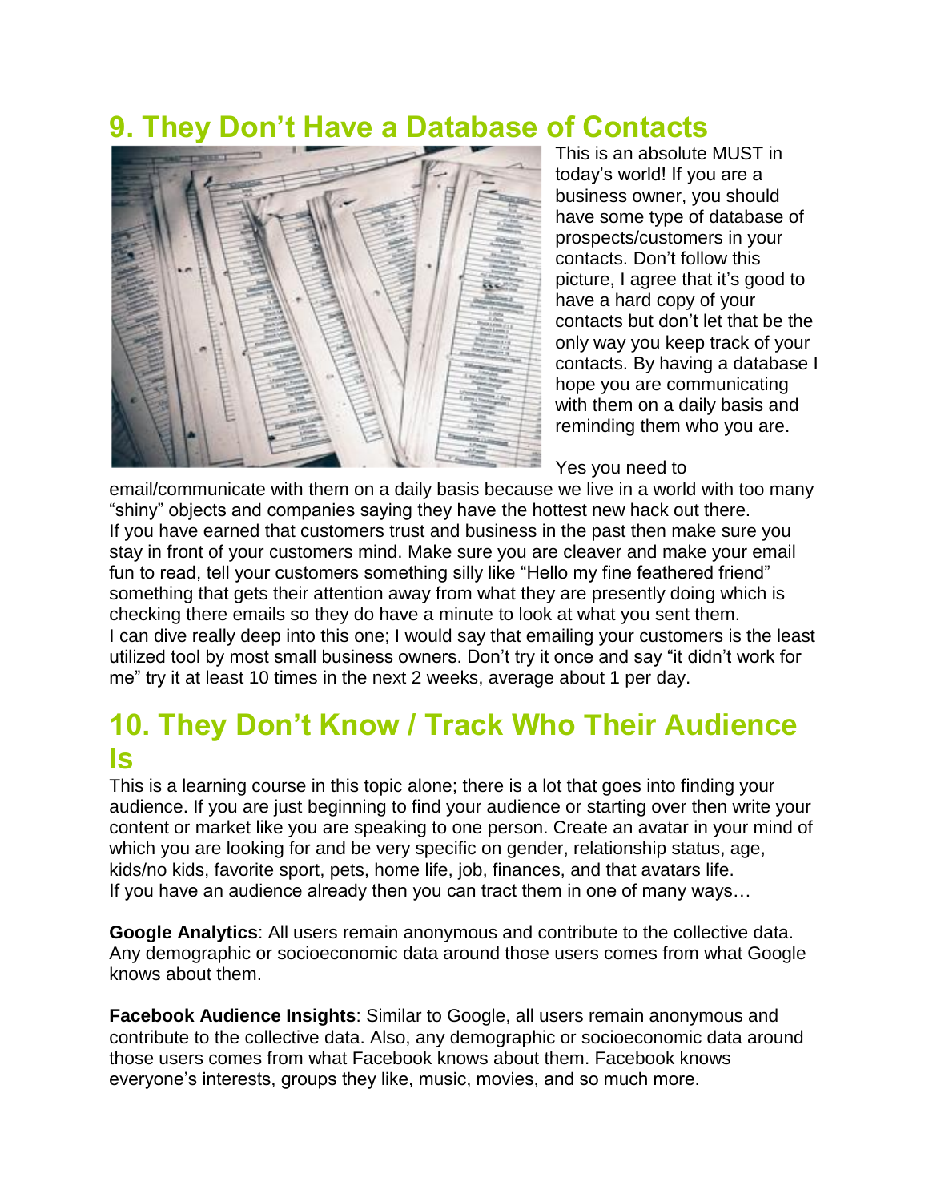## 9. They Don't Have a Database of Contacts

This is an absolute MUST in today's world! If you are a business owner, you should have some type of database of prospects/customers in your contacts. Don't follow this picture, I agree that it's good to have a hard copy of your contacts but don't let that be the only way you keep track of your contacts. By having a database I hope you are communicating with them on a daily basis and reminding them who you are.

Yes you need to email/communicate with them on a daily basis because we live in a world with too many "shiny" objects and companies saying they have the hottest new hack out there. If you have earned that customers trust and business in the past then make sure you stay in front of your customers mind. Make sure you are cleaver and make your email fun to read, tell your customers something silly like "Hello my fine feathered friend" something that gets their attention away from what they are presently doing which is checking there emails so they do have a minute to look at what you sent them. I can dive really deep into this one; I would say that emailing your customers is the least utilized tool by most small business owners. Don't try it once and say "it didn't work for me" try it at least 10 times in the next 2 weeks, average about 1 per day.

## 10. They Don't Know / Track Who Their Audience Is

This is a learning course in this topic alone; there is a lot that goes into finding your audience. If you are just beginning to find your audience or starting over then write your content or market like you are speaking to one person. Create an avatar in your mind of which you are looking for and be very specific on gender, relationship status, age, kids/no kids, favorite sport, pets, home life, job, finances, and that avatars life. If you have an audience already then you can tract them in one of many ways…

**Google Analytics**: All users remain anonymous and contribute to the collective data. Any demographic or socioeconomic data around those users comes from what Google knows about them.

**Facebook Audience Insights**: Similar to Google, all users remain anonymous and contribute to the collective data. Also, any demographic or socioeconomic data around those users comes from what Facebook knows about them. Facebook knows everyone's interests, groups they like, music, movies, and so much more.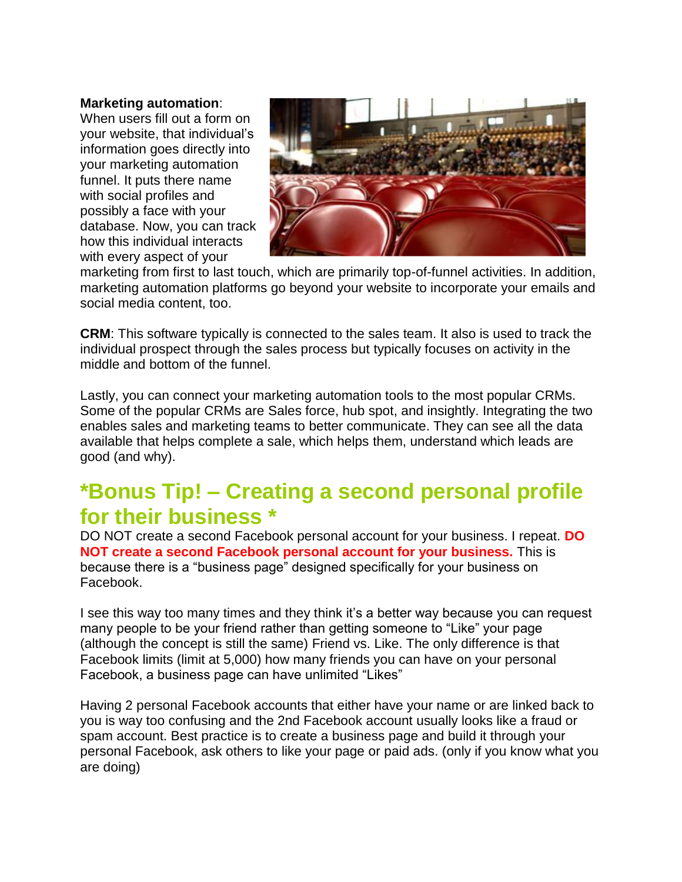**Marketing automation**: When users fill out a form on your website, that individual's information goes directly into your marketing automation funnel. It puts there name with social profiles and possibly a face with your database. Now, you can track how this individual interacts with every aspect of your marketing from first to last touch, which are primarily top-of-funnel activities. In addition, marketing automation platforms go beyond your website to incorporate your emails and social media content, too.

**CRM**: This software typically is connected to the sales team. It also is used to track the individual prospect through the sales process but typically focuses on activity in the middle and bottom of the funnel.

Lastly, you can connect your marketing automation tools to the most popular CRMs. Some of the popular CRMs are Sales force, hub spot, and insightly. Integrating the two enables sales and marketing teams to better communicate. They can see all the data available that helps complete a sale, which helps them, understand which leads are good (and why).

## *Bonus Tip! – Creating a second personal profile for their business *

DO NOT create a second Facebook personal account for your business. I repeat. **DO NOT create a second Facebook personal account for your business.** This is because there is a "business page" designed specifically for your business on Facebook.

I see this way too many times and they think it's a better way because you can request many people to be your friend rather than getting someone to "Like" your page (although the concept is still the same) Friend vs. Like. The only difference is that Facebook limits (limit at 5,000) how many friends you can have on your personal Facebook, a business page can have unlimited "Likes"

Having 2 personal Facebook accounts that either have your name or are linked back to you is way too confusing and the 2nd Facebook account usually looks like a fraud or spam account. Best practice is to create a business page and build it through your personal Facebook, ask others to like your page or paid ads. (only if you know what you are doing)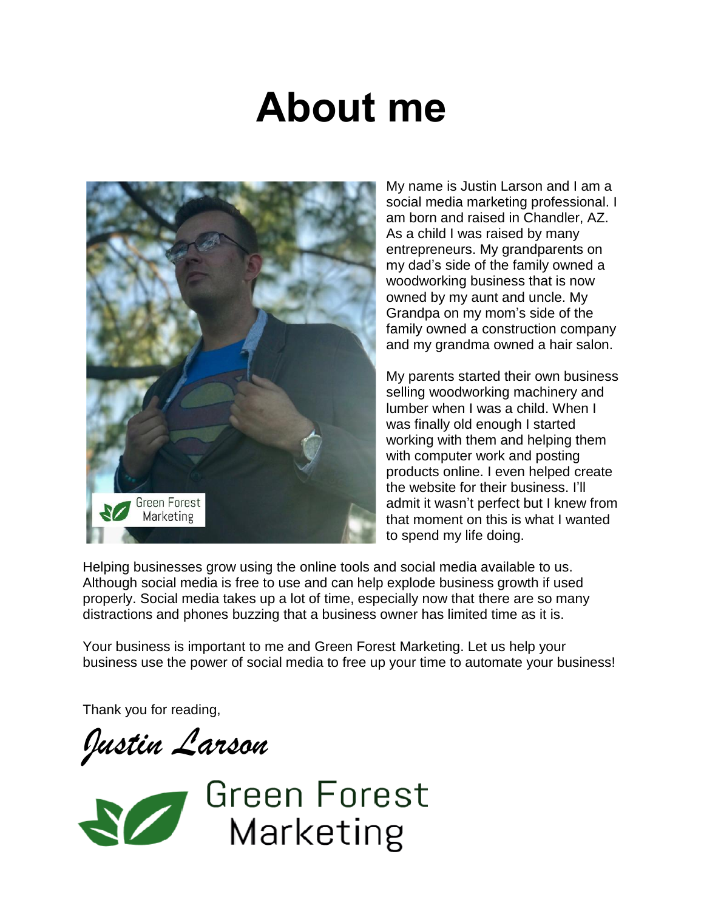# About me

My name is Justin Larson and I am a social media marketing professional. I am born and raised in Chandler, AZ. As a child I was raised by many entrepreneurs. My grandparents on my dad's side of the family owned a woodworking business that is now owned by my aunt and uncle. My Grandpa on my mom's side of the family owned a construction company and my grandma owned a hair salon.

My parents started their own business selling woodworking machinery and lumber when I was a child. When I was finally old enough I started working with them and helping them with computer work and posting products online. I even helped create the website for their business. I'll admit it wasn't perfect but I knew from that moment on this is what I wanted to spend my life doing.

Helping businesses grow using the online tools and social media available to us. Although social media is free to use and can help explode business growth if used properly. Social media takes up a lot of time, especially now that there are so many distractions and phones buzzing that a business owner has limited time as it is.

Your business is important to me and Green Forest Marketing. Let us help your business use the power of social media to free up your time to automate your business!

Thank you for reading,

*Justin Larson*

Green Forest Marketing